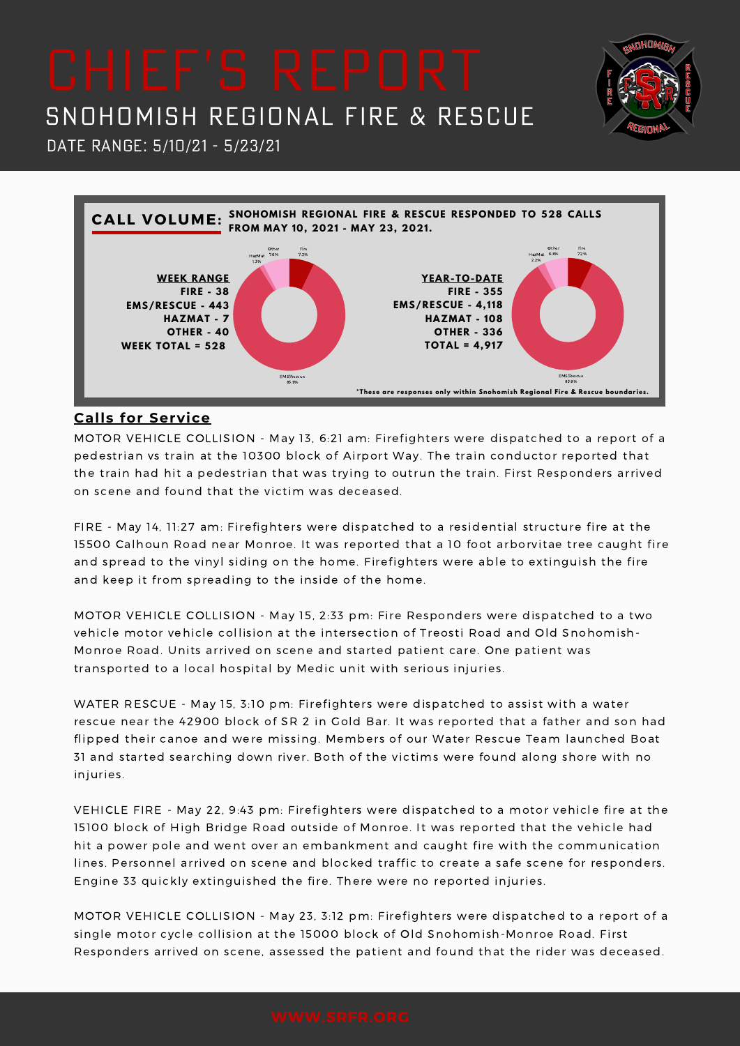# CHIEF'S REPORT

## SNOHOMISH REGIONAL FIRE & RESCUE

DATE RANGE: 5/10/21 - 5/23/21

**CALL VOLUME:** **SNOHOMISH REGIONAL FIRE & RESCUE RESPONDED TO 528 CALLS FROM MAY 10, 2021 - MAY 23, 2021.**

**WEEK RANGE**

**FIRE - 38**
**EMS/RESCUE - 443**
**HAZMAT - 7**
**OTHER - 40**
**WEEK TOTAL = 528**

**YEAR-TO-DATE**

**FIRE - 355**
**EMS/RESCUE - 4,118**
**HAZMAT - 108**
**OTHER - 336**
**TOTAL = 4,917**

*These are responses only within Snohomish Regional Fire & Rescue boundaries.

## Calls for Service

MOTOR VEHICLE COLLISION - May 13, 6:21 am: Firefighters were dispatched to a report of a pedestrian vs train at the 10300 block of Airport Way. The train conductor reported that the train had hit a pedestrian that was trying to outrun the train. First Responders arrived on scene and found that the victim was deceased.

FIRE - May 14, 11:27 am: Firefighters were dispatched to a residential structure fire at the 15500 Calhoun Road near Monroe. It was reported that a 10 foot arborvitae tree caught fire and spread to the vinyl siding on the home. Firefighters were able to extinguish the fire and keep it from spreading to the inside of the home.

MOTOR VEHICLE COLLISION - May 15, 2:33 pm: Fire Responders were dispatched to a two vehicle motor vehicle collision at the intersection of Treosti Road and Old Snohomish-Monroe Road. Units arrived on scene and started patient care. One patient was transported to a local hospital by Medic unit with serious injuries.

WATER RESCUE - May 15, 3:10 pm: Firefighters were dispatched to assist with a water rescue near the 42900 block of SR 2 in Gold Bar. It was reported that a father and son had flipped their canoe and were missing. Members of our Water Rescue Team launched Boat 31 and started searching down river. Both of the victims were found along shore with no injuries.

VEHICLE FIRE - May 22, 9:43 pm: Firefighters were dispatched to a motor vehicle fire at the 15100 block of High Bridge Road outside of Monroe. It was reported that the vehicle had hit a power pole and went over an embankment and caught fire with the communication lines. Personnel arrived on scene and blocked traffic to create a safe scene for responders. Engine 33 quickly extinguished the fire. There were no reported injuries.

MOTOR VEHICLE COLLISION - May 23, 3:12 pm: Firefighters were dispatched to a report of a single motor cycle collision at the 15000 block of Old Snohomish-Monroe Road. First Responders arrived on scene, assessed the patient and found that the rider was deceased.

WWW.SRFR.ORG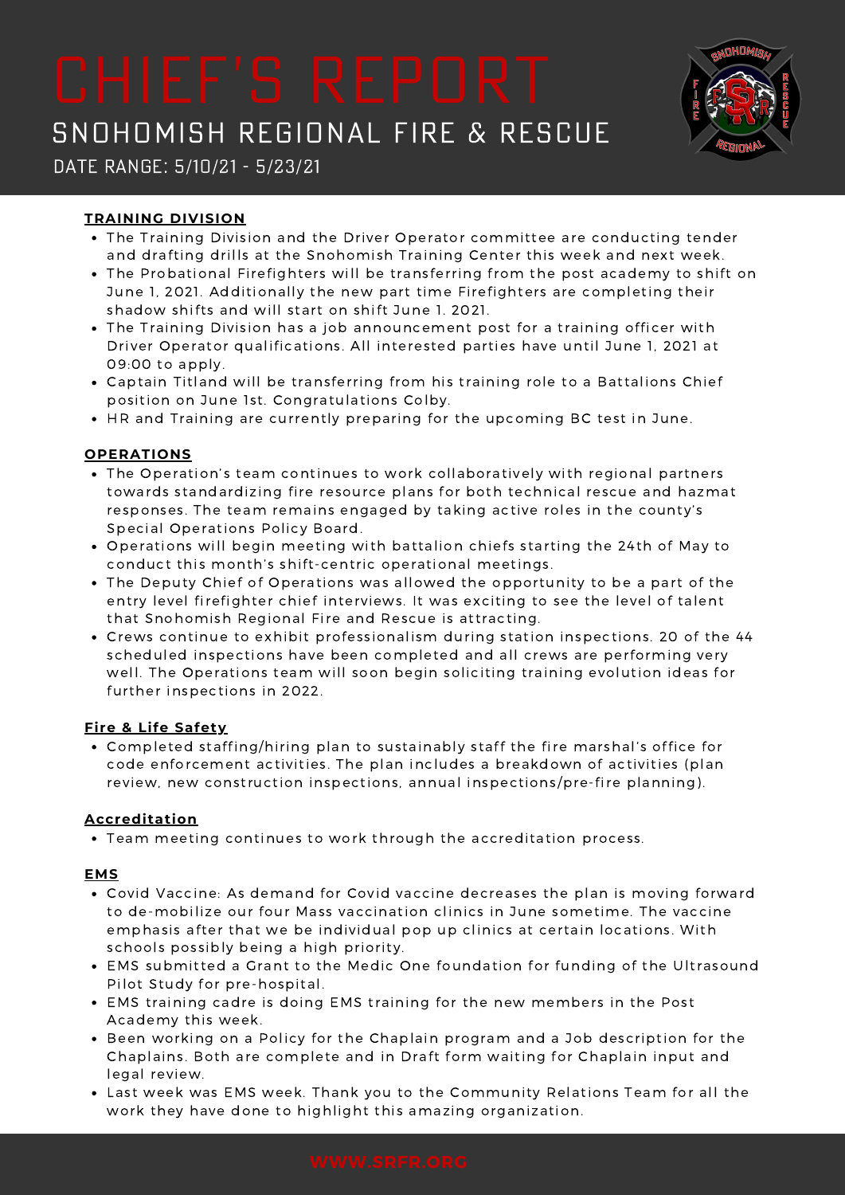# CHIEF'S REPORT

## SNOHOMISH REGIONAL FIRE & RESCUE

DATE RANGE: 5/10/21 - 5/23/21

### TRAINING DIVISION

- The Training Division and the Driver Operator committee are conducting tender and drafting drills at the Snohomish Training Center this week and next week.
- The Probational Firefighters will be transferring from the post academy to shift on June 1, 2021. Additionally the new part time Firefighters are completing their shadow shifts and will start on shift June 1. 2021.
- The Training Division has a job announcement post for a training officer with Driver Operator qualifications. All interested parties have until June 1, 2021 at 09:00 to apply.
- Captain Titland will be transferring from his training role to a Battalions Chief position on June 1st. Congratulations Colby.
- HR and Training are currently preparing for the upcoming BC test in June.

### OPERATIONS

- The Operation's team continues to work collaboratively with regional partners towards standardizing fire resource plans for both technical rescue and hazmat responses. The team remains engaged by taking active roles in the county's Special Operations Policy Board.
- Operations will begin meeting with battalion chiefs starting the 24th of May to conduct this month's shift-centric operational meetings.
- The Deputy Chief of Operations was allowed the opportunity to be a part of the entry level firefighter chief interviews. It was exciting to see the level of talent that Snohomish Regional Fire and Rescue is attracting.
- Crews continue to exhibit professionalism during station inspections. 20 of the 44 scheduled inspections have been completed and all crews are performing very well. The Operations team will soon begin soliciting training evolution ideas for further inspections in 2022.

### Fire & Life Safety

- Completed staffing/hiring plan to sustainably staff the fire marshal's office for code enforcement activities. The plan includes a breakdown of activities (plan review, new construction inspections, annual inspections/pre-fire planning).

### Accreditation

- Team meeting continues to work through the accreditation process.

### EMS

- Covid Vaccine: As demand for Covid vaccine decreases the plan is moving forward to de-mobilize our four Mass vaccination clinics in June sometime. The vaccine emphasis after that we be individual pop up clinics at certain locations. With schools possibly being a high priority.
- EMS submitted a Grant to the Medic One foundation for funding of the Ultrasound Pilot Study for pre-hospital.
- EMS training cadre is doing EMS training for the new members in the Post Academy this week.
- Been working on a Policy for the Chaplain program and a Job description for the Chaplains. Both are complete and in Draft form waiting for Chaplain input and legal review.
- Last week was EMS week. Thank you to the Community Relations Team for all the work they have done to highlight this amazing organization.

WWW.SRFR.ORG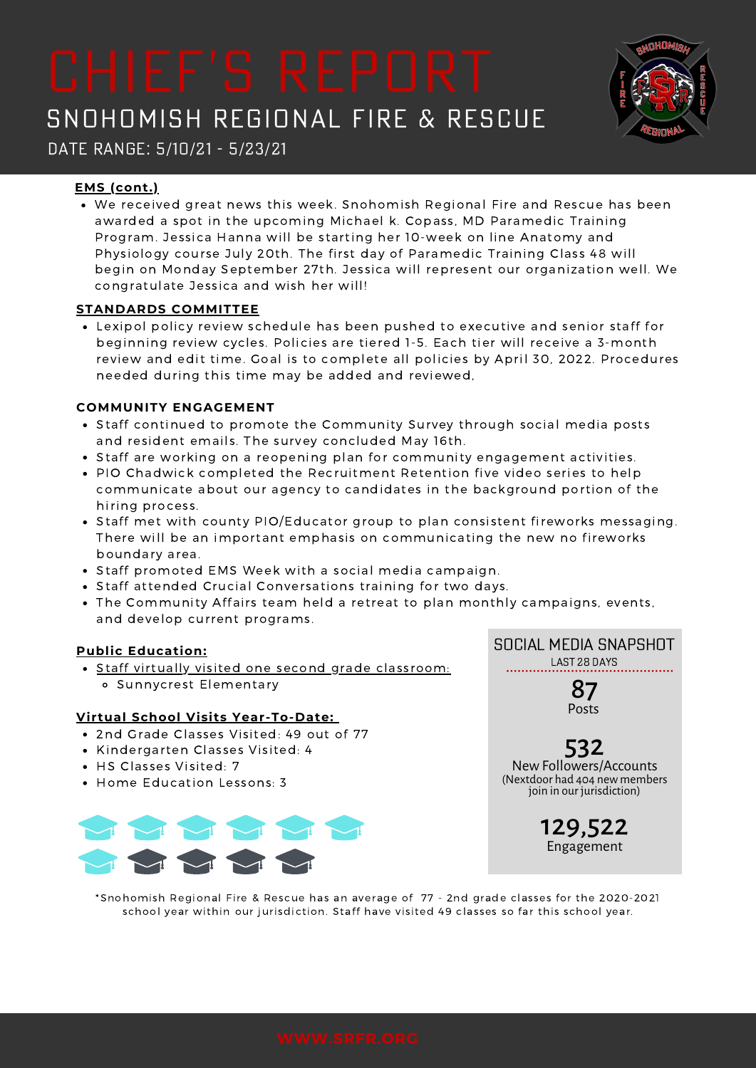# CHIEF'S REPORT

## SNOHOMISH REGIONAL FIRE & RESCUE

DATE RANGE: 5/10/21 - 5/23/21

**EMS (cont.)**

- We received great news this week. Snohomish Regional Fire and Rescue has been awarded a spot in the upcoming Michael k. Copass, MD Paramedic Training Program. Jessica Hanna will be starting her 10-week on line Anatomy and Physiology course July 20th. The first day of Paramedic Training Class 48 will begin on Monday September 27th. Jessica will represent our organization well. We congratulate Jessica and wish her will!

**STANDARDS COMMITTEE**

- Lexipol policy review schedule has been pushed to executive and senior staff for beginning review cycles. Policies are tiered 1-5. Each tier will receive a 3-month review and edit time. Goal is to complete all policies by April 30, 2022. Procedures needed during this time may be added and reviewed,

**COMMUNITY ENGAGEMENT**

- Staff continued to promote the Community Survey through social media posts and resident emails. The survey concluded May 16th.
- Staff are working on a reopening plan for community engagement activities.
- PIO Chadwick completed the Recruitment Retention five video series to help communicate about our agency to candidates in the background portion of the hiring process.
- Staff met with county PIO/Educator group to plan consistent fireworks messaging. There will be an important emphasis on communicating the new no fireworks boundary area.
- Staff promoted EMS Week with a social media campaign.
- Staff attended Crucial Conversations training for two days.
- The Community Affairs team held a retreat to plan monthly campaigns, events, and develop current programs.

**Public Education:**

- Staff virtually visited one second grade classroom:
  - Sunnycrest Elementary

**Virtual School Visits Year-To-Date:**

- 2nd Grade Classes Visited: 49 out of 77
- Kindergarten Classes Visited: 4
- HS Classes Visited: 7
- Home Education Lessons: 3

**SOCIAL MEDIA SNAPSHOT**

LAST 28 DAYS

**87**
Posts

**532**
New Followers/Accounts
(Nextdoor had 404 new members join in our jurisdiction)

**129,522**
Engagement

*Snohomish Regional Fire & Rescue has an average of 77 - 2nd grade classes for the 2020-2021 school year within our jurisdiction. Staff have visited 49 classes so far this school year.